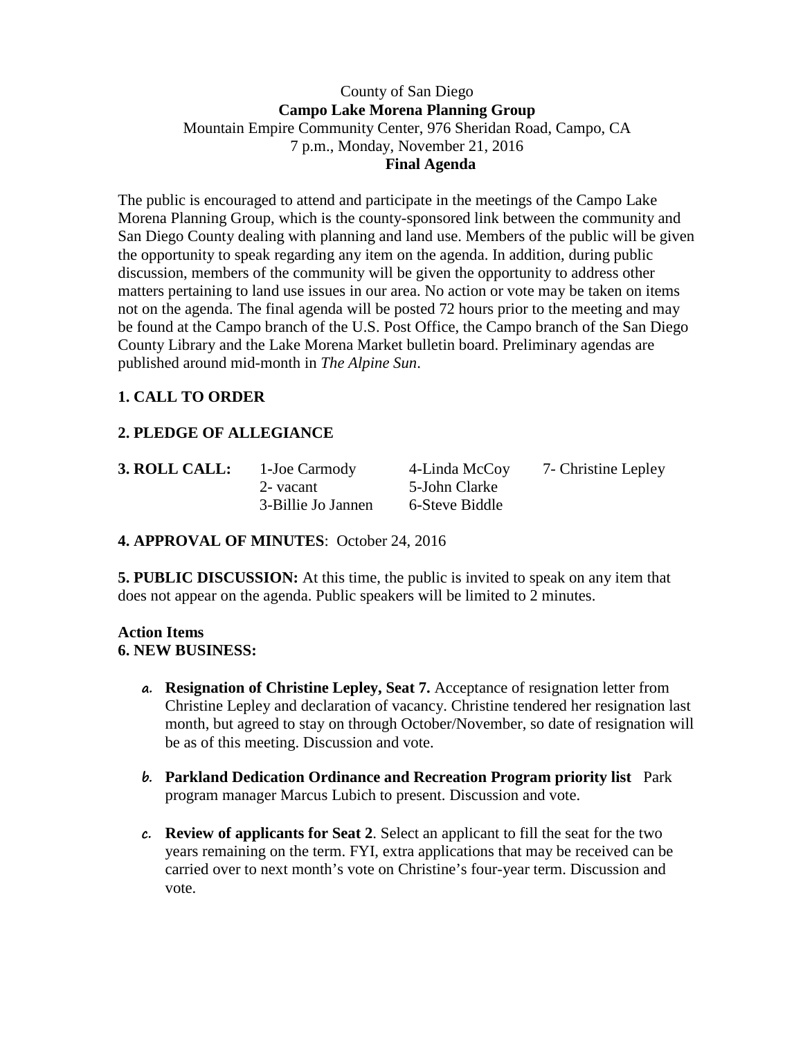County of San Diego

**Campo Lake Morena Planning Group**

Mountain Empire Community Center, 976 Sheridan Road, Campo, CA

7 p.m., Monday, November 21, 2016

**Final Agenda**

The public is encouraged to attend and participate in the meetings of the Campo Lake Morena Planning Group, which is the county-sponsored link between the community and San Diego County dealing with planning and land use. Members of the public will be given the opportunity to speak regarding any item on the agenda. In addition, during public discussion, members of the community will be given the opportunity to address other matters pertaining to land use issues in our area. No action or vote may be taken on items not on the agenda. The final agenda will be posted 72 hours prior to the meeting and may be found at the Campo branch of the U.S. Post Office, the Campo branch of the San Diego County Library and the Lake Morena Market bulletin board. Preliminary agendas are published around mid-month in *The Alpine Sun*.

**1. CALL TO ORDER**

**2. PLEDGE OF ALLEGIANCE**

**3. ROLL CALL:**

1-Joe Carmody
2- vacant
3-Billie Jo Jannen
4-Linda McCoy
5-John Clarke
6-Steve Biddle
7- Christine Lepley

**4. APPROVAL OF MINUTES**: October 24, 2016

**5. PUBLIC DISCUSSION:** At this time, the public is invited to speak on any item that does not appear on the agenda. Public speakers will be limited to 2 minutes.

**Action Items**

**6. NEW BUSINESS:**

a. **Resignation of Christine Lepley, Seat 7.** Acceptance of resignation letter from Christine Lepley and declaration of vacancy. Christine tendered her resignation last month, but agreed to stay on through October/November, so date of resignation will be as of this meeting. Discussion and vote.

b. **Parkland Dedication Ordinance and Recreation Program priority list** Park program manager Marcus Lubich to present. Discussion and vote.

c. **Review of applicants for Seat 2**. Select an applicant to fill the seat for the two years remaining on the term. FYI, extra applications that may be received can be carried over to next month's vote on Christine's four-year term. Discussion and vote.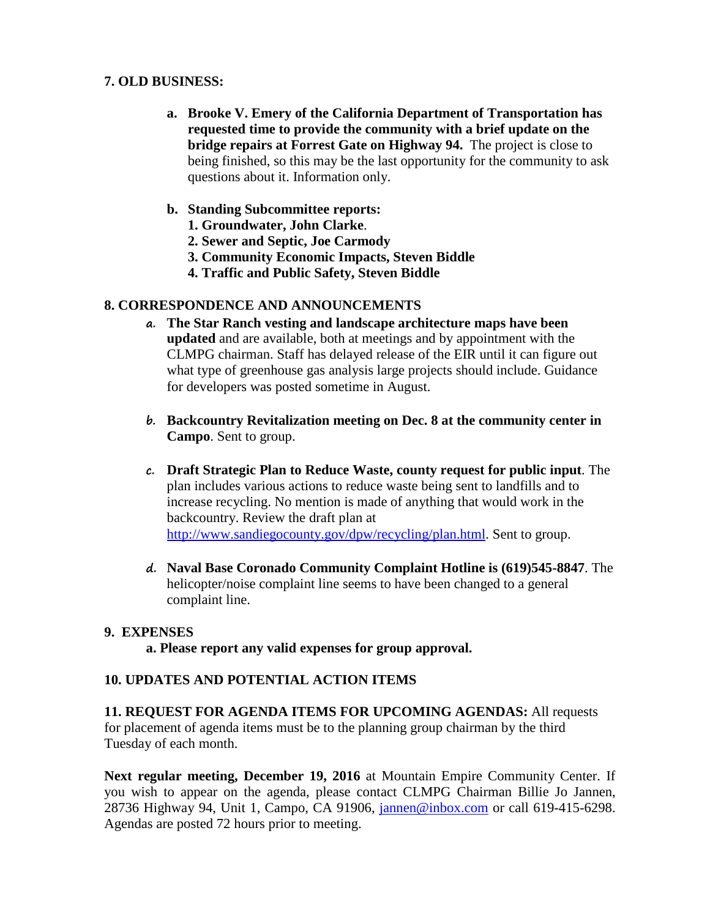**7. OLD BUSINESS:**

a. **Brooke V. Emery of the California Department of Transportation has requested time to provide the community with a brief update on the bridge repairs at Forrest Gate on Highway 94.** The project is close to being finished, so this may be the last opportunity for the community to ask questions about it. Information only.

b. **Standing Subcommittee reports:**
   1. **Groundwater, John Clarke**.
   2. **Sewer and Septic, Joe Carmody**
   3. **Community Economic Impacts, Steven Biddle**
   4. **Traffic and Public Safety, Steven Biddle**

**8. CORRESPONDENCE AND ANNOUNCEMENTS**

a. **The Star Ranch vesting and landscape architecture maps have been updated** and are available, both at meetings and by appointment with the CLMPG chairman. Staff has delayed release of the EIR until it can figure out what type of greenhouse gas analysis large projects should include. Guidance for developers was posted sometime in August.

b. **Backcountry Revitalization meeting on Dec. 8 at the community center in Campo**. Sent to group.

c. **Draft Strategic Plan to Reduce Waste, county request for public input**. The plan includes various actions to reduce waste being sent to landfills and to increase recycling. No mention is made of anything that would work in the backcountry. Review the draft plan at http://www.sandiegocounty.gov/dpw/recycling/plan.html. Sent to group.

d. **Naval Base Coronado Community Complaint Hotline is (619)545-8847**. The helicopter/noise complaint line seems to have been changed to a general complaint line.

**9. EXPENSES**

a. **Please report any valid expenses for group approval.**

**10. UPDATES AND POTENTIAL ACTION ITEMS**

**11. REQUEST FOR AGENDA ITEMS FOR UPCOMING AGENDAS:** All requests for placement of agenda items must be to the planning group chairman by the third Tuesday of each month.

**Next regular meeting, December 19, 2016** at Mountain Empire Community Center. If you wish to appear on the agenda, please contact CLMPG Chairman Billie Jo Jannen, 28736 Highway 94, Unit 1, Campo, CA 91906, jannen@inbox.com or call 619-415-6298. Agendas are posted 72 hours prior to meeting.